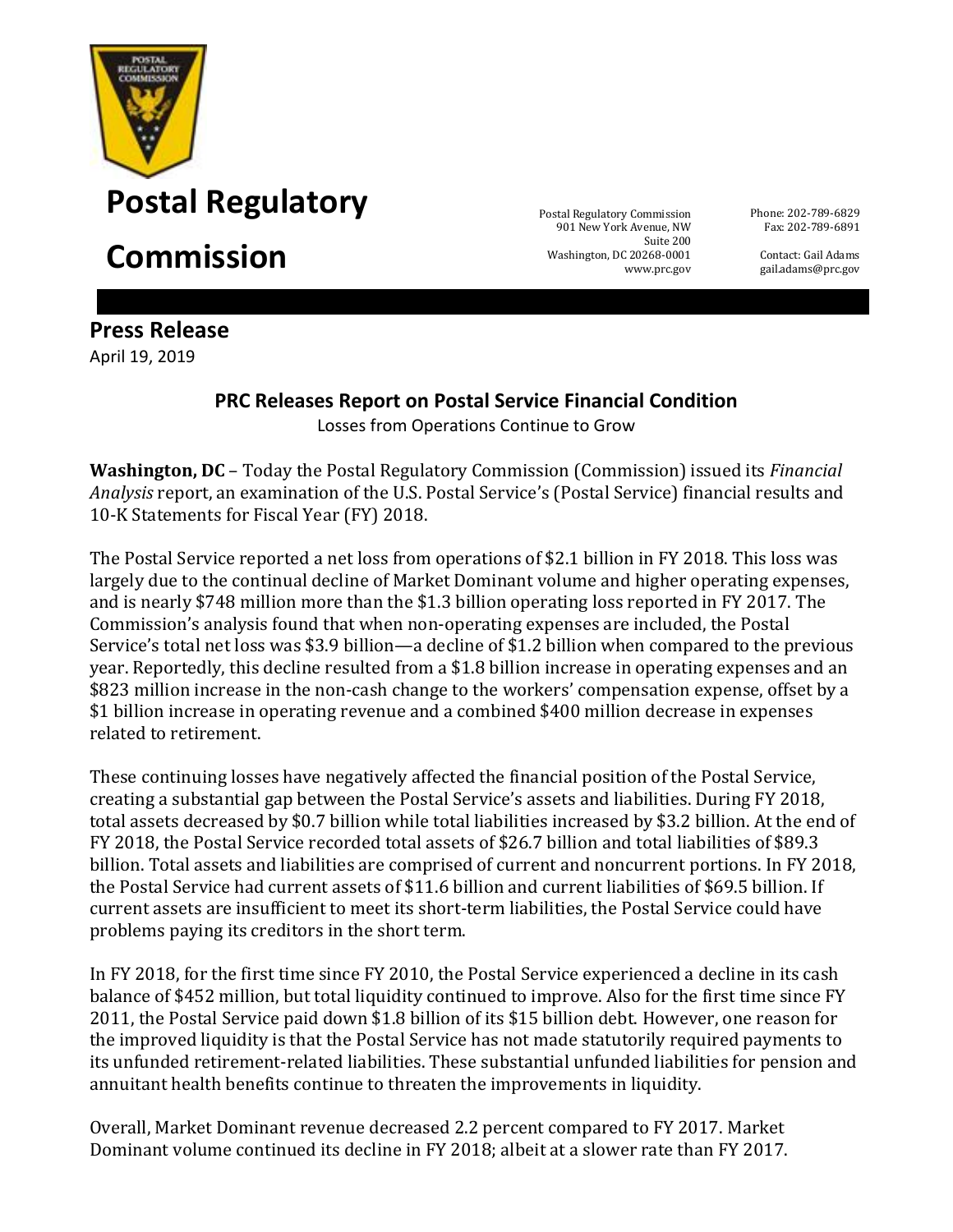# Postal Regulatory Commission

Postal Regulatory Commission
901 New York Avenue, NW
Suite 200
Washington, DC 20268-0001
www.prc.gov

Phone: 202-789-6829
Fax: 202-789-6891

Contact: Gail Adams
gail.adams@prc.gov

## Press Release

April 19, 2019

### PRC Releases Report on Postal Service Financial Condition

Losses from Operations Continue to Grow

**Washington, DC** – Today the Postal Regulatory Commission (Commission) issued its *Financial Analysis* report, an examination of the U.S. Postal Service's (Postal Service) financial results and 10-K Statements for Fiscal Year (FY) 2018.

The Postal Service reported a net loss from operations of $2.1 billion in FY 2018. This loss was largely due to the continual decline of Market Dominant volume and higher operating expenses, and is nearly $748 million more than the $1.3 billion operating loss reported in FY 2017. The Commission's analysis found that when non-operating expenses are included, the Postal Service's total net loss was $3.9 billion—a decline of $1.2 billion when compared to the previous year. Reportedly, this decline resulted from a $1.8 billion increase in operating expenses and an $823 million increase in the non-cash change to the workers' compensation expense, offset by a $1 billion increase in operating revenue and a combined $400 million decrease in expenses related to retirement.

These continuing losses have negatively affected the financial position of the Postal Service, creating a substantial gap between the Postal Service's assets and liabilities. During FY 2018, total assets decreased by $0.7 billion while total liabilities increased by $3.2 billion. At the end of FY 2018, the Postal Service recorded total assets of $26.7 billion and total liabilities of $89.3 billion. Total assets and liabilities are comprised of current and noncurrent portions. In FY 2018, the Postal Service had current assets of $11.6 billion and current liabilities of $69.5 billion. If current assets are insufficient to meet its short-term liabilities, the Postal Service could have problems paying its creditors in the short term.

In FY 2018, for the first time since FY 2010, the Postal Service experienced a decline in its cash balance of $452 million, but total liquidity continued to improve. Also for the first time since FY 2011, the Postal Service paid down $1.8 billion of its $15 billion debt. However, one reason for the improved liquidity is that the Postal Service has not made statutorily required payments to its unfunded retirement-related liabilities. These substantial unfunded liabilities for pension and annuitant health benefits continue to threaten the improvements in liquidity.

Overall, Market Dominant revenue decreased 2.2 percent compared to FY 2017. Market Dominant volume continued its decline in FY 2018; albeit at a slower rate than FY 2017.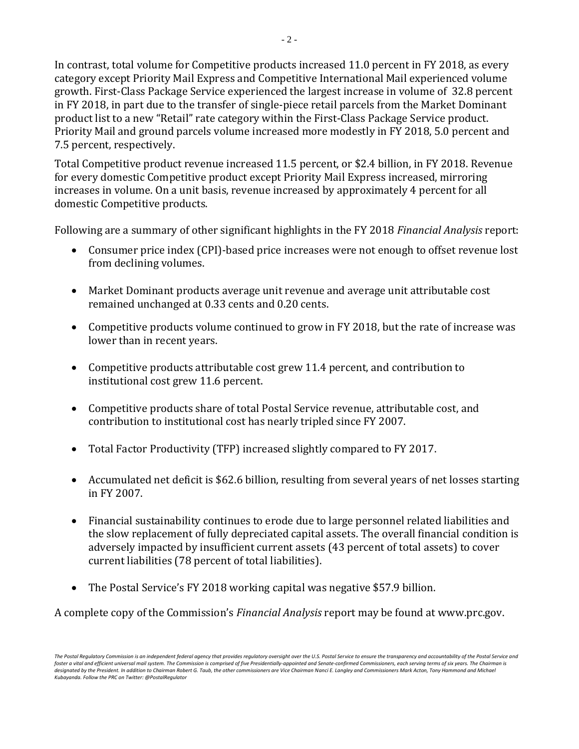In contrast, total volume for Competitive products increased 11.0 percent in FY 2018, as every category except Priority Mail Express and Competitive International Mail experienced volume growth. First-Class Package Service experienced the largest increase in volume of 32.8 percent in FY 2018, in part due to the transfer of single-piece retail parcels from the Market Dominant product list to a new "Retail" rate category within the First-Class Package Service product. Priority Mail and ground parcels volume increased more modestly in FY 2018, 5.0 percent and 7.5 percent, respectively.

Total Competitive product revenue increased 11.5 percent, or $2.4 billion, in FY 2018. Revenue for every domestic Competitive product except Priority Mail Express increased, mirroring increases in volume. On a unit basis, revenue increased by approximately 4 percent for all domestic Competitive products.

Following are a summary of other significant highlights in the FY 2018 *Financial Analysis* report:

- Consumer price index (CPI)-based price increases were not enough to offset revenue lost from declining volumes.
- Market Dominant products average unit revenue and average unit attributable cost remained unchanged at 0.33 cents and 0.20 cents.
- Competitive products volume continued to grow in FY 2018, but the rate of increase was lower than in recent years.
- Competitive products attributable cost grew 11.4 percent, and contribution to institutional cost grew 11.6 percent.
- Competitive products share of total Postal Service revenue, attributable cost, and contribution to institutional cost has nearly tripled since FY 2007.
- Total Factor Productivity (TFP) increased slightly compared to FY 2017.
- Accumulated net deficit is $62.6 billion, resulting from several years of net losses starting in FY 2007.
- Financial sustainability continues to erode due to large personnel related liabilities and the slow replacement of fully depreciated capital assets. The overall financial condition is adversely impacted by insufficient current assets (43 percent of total assets) to cover current liabilities (78 percent of total liabilities).
- The Postal Service's FY 2018 working capital was negative $57.9 billion.

A complete copy of the Commission's *Financial Analysis* report may be found at www.prc.gov.

*The Postal Regulatory Commission is an independent federal agency that provides regulatory oversight over the U.S. Postal Service to ensure the transparency and accountability of the Postal Service and foster a vital and efficient universal mail system. The Commission is comprised of five Presidentially-appointed and Senate-confirmed Commissioners, each serving terms of six years. The Chairman is designated by the President. In addition to Chairman Robert G. Taub, the other commissioners are Vice Chairman Nanci E. Langley and Commissioners Mark Acton, Tony Hammond and Michael Kubayanda. Follow the PRC on Twitter: @PostalRegulator*